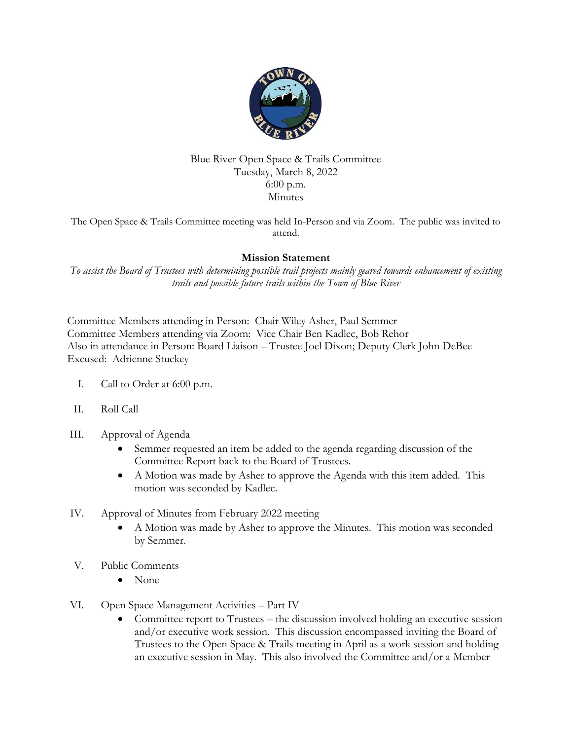Blue River Open Space & Trails Committee
Tuesday, March 8, 2022
6:00 p.m.
Minutes

The Open Space & Trails Committee meeting was held In-Person and via Zoom. The public was invited to attend.

**Mission Statement**

*To assist the Board of Trustees with determining possible trail projects mainly geared towards enhancement of existing trails and possible future trails within the Town of Blue River*

Committee Members attending in Person: Chair Wiley Asher, Paul Semmer
Committee Members attending via Zoom: Vice Chair Ben Kadlec, Bob Rehor
Also in attendance in Person: Board Liaison – Trustee Joel Dixon; Deputy Clerk John DeBee
Excused: Adrienne Stuckey

I. Call to Order at 6:00 p.m.

II. Roll Call

III. Approval of Agenda
- Semmer requested an item be added to the agenda regarding discussion of the Committee Report back to the Board of Trustees.
- A Motion was made by Asher to approve the Agenda with this item added. This motion was seconded by Kadlec.

IV. Approval of Minutes from February 2022 meeting
- A Motion was made by Asher to approve the Minutes. This motion was seconded by Semmer.

V. Public Comments
- None

VI. Open Space Management Activities – Part IV
- Committee report to Trustees – the discussion involved holding an executive session and/or executive work session. This discussion encompassed inviting the Board of Trustees to the Open Space & Trails meeting in April as a work session and holding an executive session in May. This also involved the Committee and/or a Member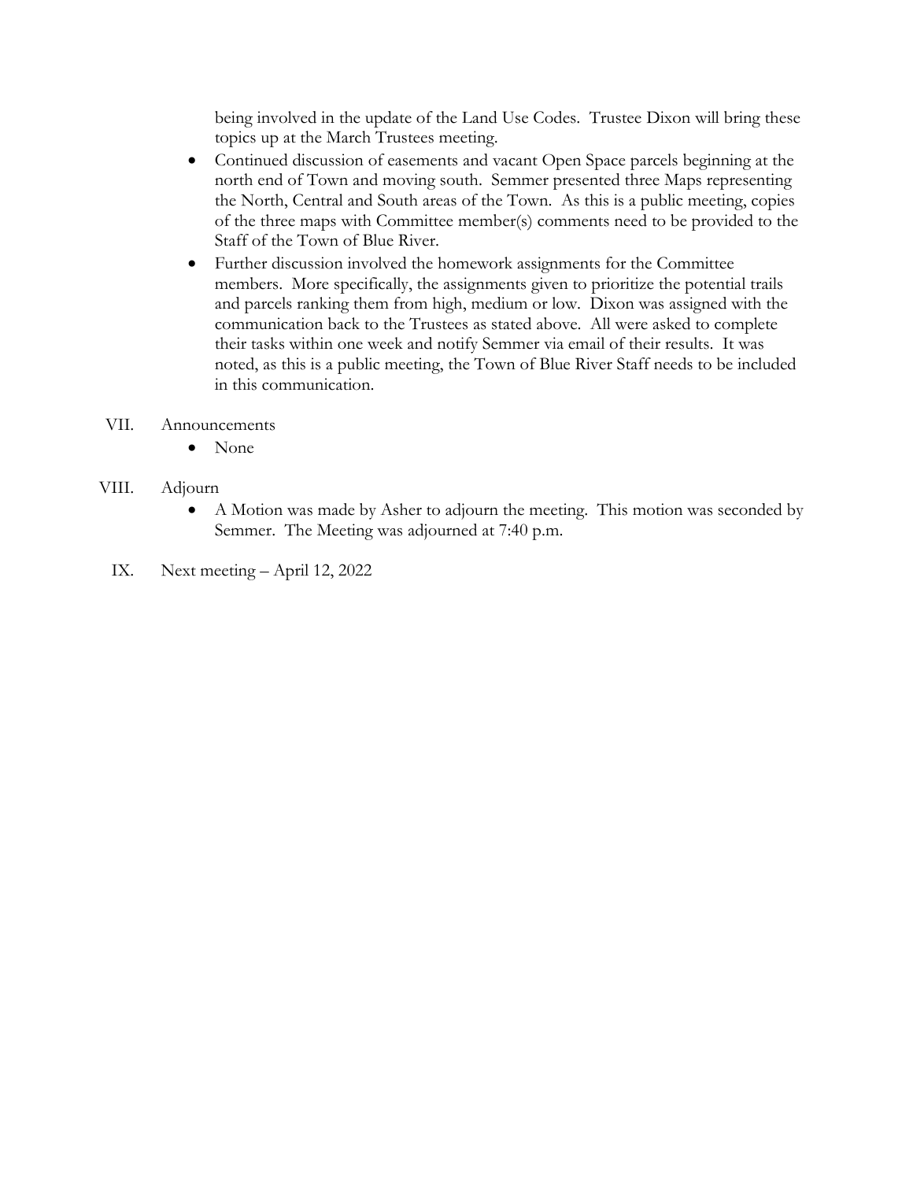being involved in the update of the Land Use Codes. Trustee Dixon will bring these topics up at the March Trustees meeting.

- Continued discussion of easements and vacant Open Space parcels beginning at the north end of Town and moving south. Semmer presented three Maps representing the North, Central and South areas of the Town. As this is a public meeting, copies of the three maps with Committee member(s) comments need to be provided to the Staff of the Town of Blue River.
- Further discussion involved the homework assignments for the Committee members. More specifically, the assignments given to prioritize the potential trails and parcels ranking them from high, medium or low. Dixon was assigned with the communication back to the Trustees as stated above. All were asked to complete their tasks within one week and notify Semmer via email of their results. It was noted, as this is a public meeting, the Town of Blue River Staff needs to be included in this communication.

VII. Announcements

- None

VIII. Adjourn

- A Motion was made by Asher to adjourn the meeting. This motion was seconded by Semmer. The Meeting was adjourned at 7:40 p.m.

IX. Next meeting – April 12, 2022